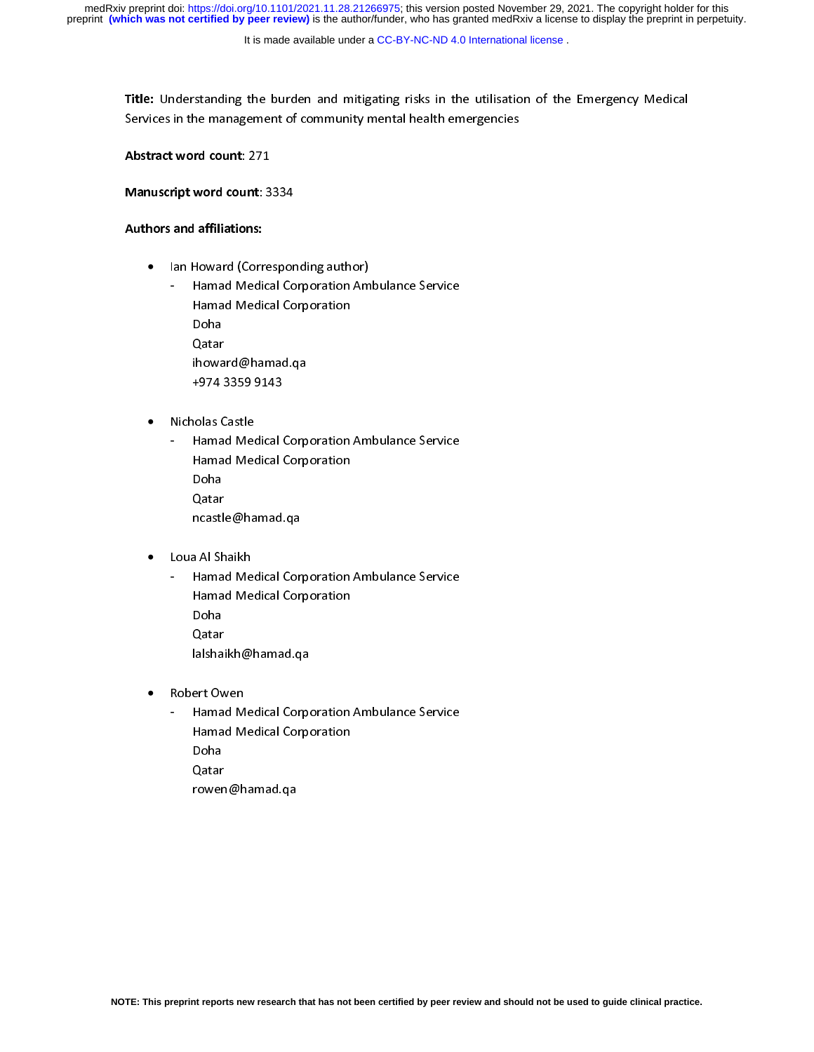**Title:** Understanding the burden and mitigating risks in the utilisation of the Emergency Medical Services in the management of community mental health emergencies

**Abstract word count**: 271

**Manuscript word count**: 3334

**Authors and affiliations:**

- Ian Howard (Corresponding author)
  - Hamad Medical Corporation Ambulance Service
    Hamad Medical Corporation
    Doha
    Qatar
    ihoward@hamad.qa
    +974 3359 9143

- Nicholas Castle
  - Hamad Medical Corporation Ambulance Service
    Hamad Medical Corporation
    Doha
    Qatar
    ncastle@hamad.qa

- Loua Al Shaikh
  - Hamad Medical Corporation Ambulance Service
    Hamad Medical Corporation
    Doha
    Qatar
    lalshaikh@hamad.qa

- Robert Owen
  - Hamad Medical Corporation Ambulance Service
    Hamad Medical Corporation
    Doha
    Qatar
    rowen@hamad.qa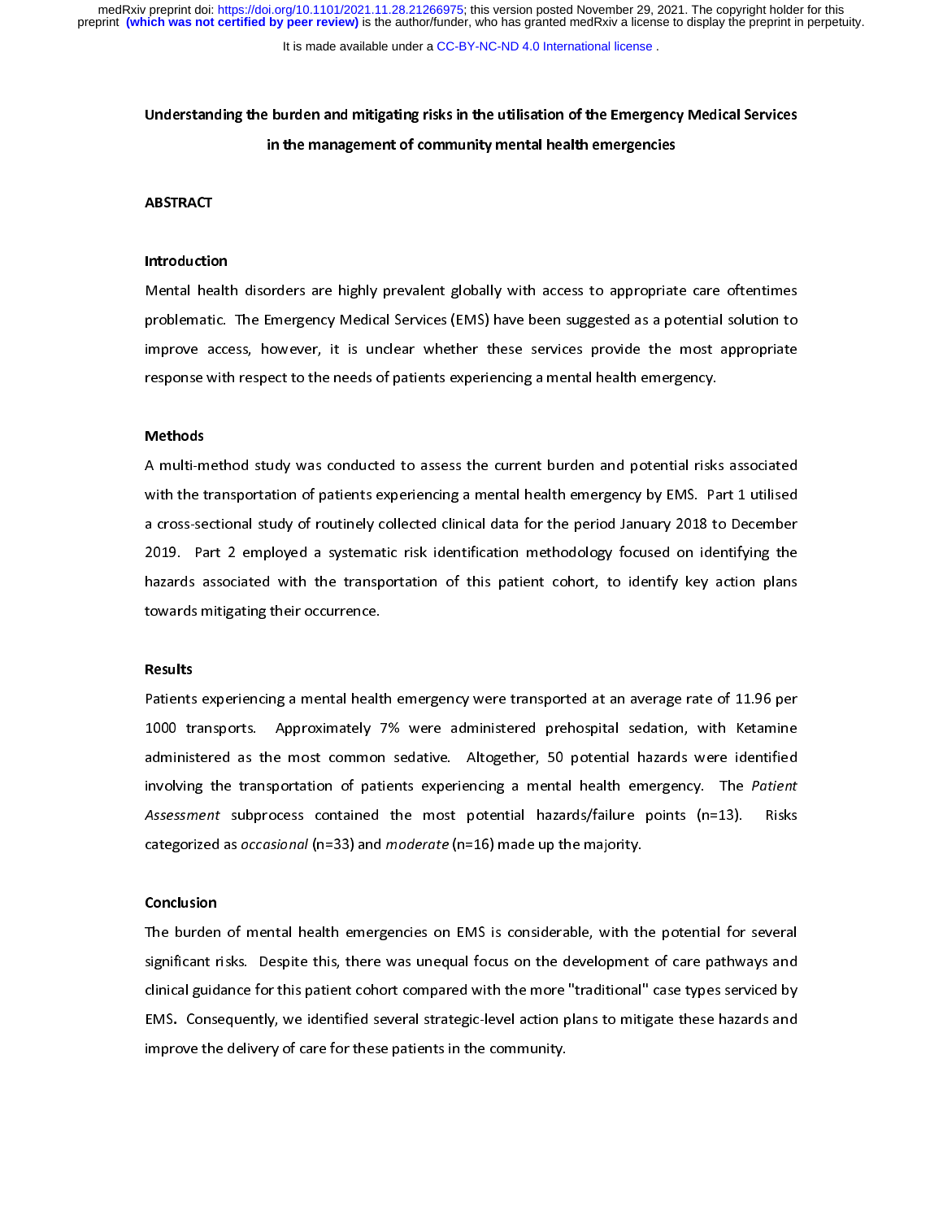# Understanding the burden and mitigating risks in the utilisation of the Emergency Medical Services in the management of community mental health emergencies

## ABSTRACT

### Introduction

Mental health disorders are highly prevalent globally with access to appropriate care oftentimes problematic. The Emergency Medical Services (EMS) have been suggested as a potential solution to improve access, however, it is unclear whether these services provide the most appropriate response with respect to the needs of patients experiencing a mental health emergency.

### Methods

A multi-method study was conducted to assess the current burden and potential risks associated with the transportation of patients experiencing a mental health emergency by EMS. Part 1 utilised a cross-sectional study of routinely collected clinical data for the period January 2018 to December 2019. Part 2 employed a systematic risk identification methodology focused on identifying the hazards associated with the transportation of this patient cohort, to identify key action plans towards mitigating their occurrence.

### Results

Patients experiencing a mental health emergency were transported at an average rate of 11.96 per 1000 transports. Approximately 7% were administered prehospital sedation, with Ketamine administered as the most common sedative. Altogether, 50 potential hazards were identified involving the transportation of patients experiencing a mental health emergency. The *Patient Assessment* subprocess contained the most potential hazards/failure points (n=13). Risks categorized as *occasional* (n=33) and *moderate* (n=16) made up the majority.

### Conclusion

The burden of mental health emergencies on EMS is considerable, with the potential for several significant risks. Despite this, there was unequal focus on the development of care pathways and clinical guidance for this patient cohort compared with the more "traditional" case types serviced by EMS. Consequently, we identified several strategic-level action plans to mitigate these hazards and improve the delivery of care for these patients in the community.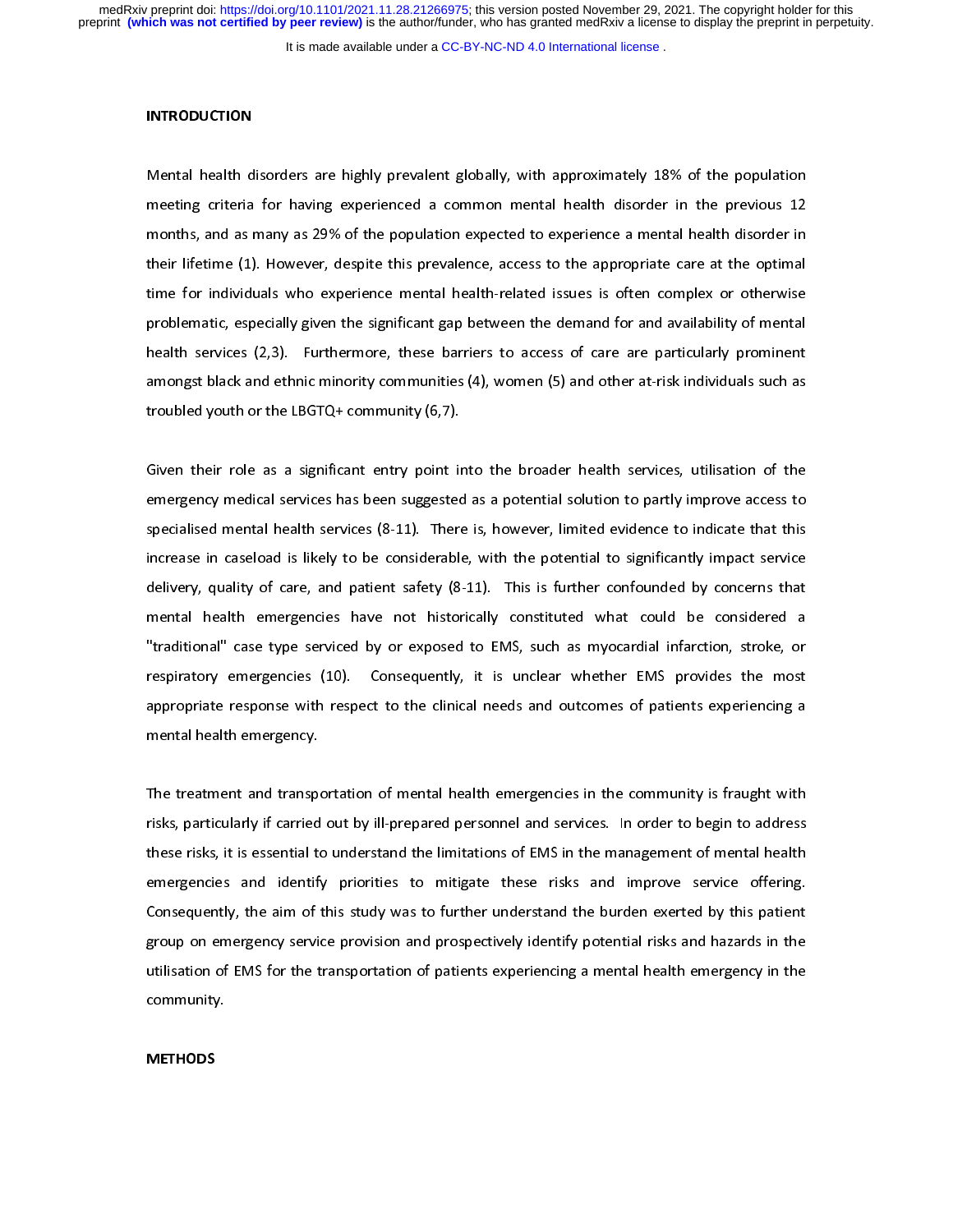## INTRODUCTION

Mental health disorders are highly prevalent globally, with approximately 18% of the population meeting criteria for having experienced a common mental health disorder in the previous 12 months, and as many as 29% of the population expected to experience a mental health disorder in their lifetime (1). However, despite this prevalence, access to the appropriate care at the optimal time for individuals who experience mental health-related issues is often complex or otherwise problematic, especially given the significant gap between the demand for and availability of mental health services (2,3). Furthermore, these barriers to access of care are particularly prominent amongst black and ethnic minority communities (4), women (5) and other at-risk individuals such as troubled youth or the LBGTQ+ community (6,7).

Given their role as a significant entry point into the broader health services, utilisation of the emergency medical services has been suggested as a potential solution to partly improve access to specialised mental health services (8-11). There is, however, limited evidence to indicate that this increase in caseload is likely to be considerable, with the potential to significantly impact service delivery, quality of care, and patient safety (8-11). This is further confounded by concerns that mental health emergencies have not historically constituted what could be considered a "traditional" case type serviced by or exposed to EMS, such as myocardial infarction, stroke, or respiratory emergencies (10). Consequently, it is unclear whether EMS provides the most appropriate response with respect to the clinical needs and outcomes of patients experiencing a mental health emergency.

The treatment and transportation of mental health emergencies in the community is fraught with risks, particularly if carried out by ill-prepared personnel and services. In order to begin to address these risks, it is essential to understand the limitations of EMS in the management of mental health emergencies and identify priorities to mitigate these risks and improve service offering. Consequently, the aim of this study was to further understand the burden exerted by this patient group on emergency service provision and prospectively identify potential risks and hazards in the utilisation of EMS for the transportation of patients experiencing a mental health emergency in the community.

## METHODS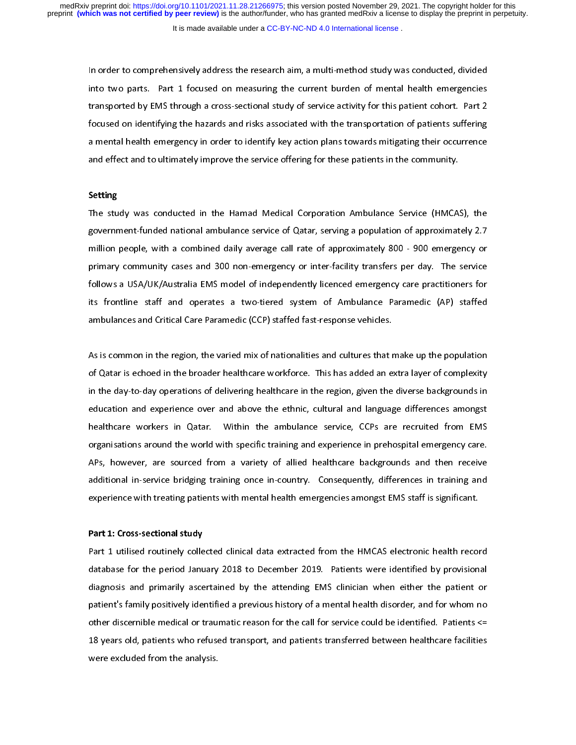In order to comprehensively address the research aim, a multi-method study was conducted, divided into two parts. Part 1 focused on measuring the current burden of mental health emergencies transported by EMS through a cross-sectional study of service activity for this patient cohort. Part 2 focused on identifying the hazards and risks associated with the transportation of patients suffering a mental health emergency in order to identify key action plans towards mitigating their occurrence and effect and to ultimately improve the service offering for these patients in the community.

**Setting**

The study was conducted in the Hamad Medical Corporation Ambulance Service (HMCAS), the government-funded national ambulance service of Qatar, serving a population of approximately 2.7 million people, with a combined daily average call rate of approximately 800 - 900 emergency or primary community cases and 300 non-emergency or inter-facility transfers per day. The service follows a USA/UK/Australia EMS model of independently licenced emergency care practitioners for its frontline staff and operates a two-tiered system of Ambulance Paramedic (AP) staffed ambulances and Critical Care Paramedic (CCP) staffed fast-response vehicles.

As is common in the region, the varied mix of nationalities and cultures that make up the population of Qatar is echoed in the broader healthcare workforce. This has added an extra layer of complexity in the day-to-day operations of delivering healthcare in the region, given the diverse backgrounds in education and experience over and above the ethnic, cultural and language differences amongst healthcare workers in Qatar. Within the ambulance service, CCPs are recruited from EMS organisations around the world with specific training and experience in prehospital emergency care. APs, however, are sourced from a variety of allied healthcare backgrounds and then receive additional in-service bridging training once in-country. Consequently, differences in training and experience with treating patients with mental health emergencies amongst EMS staff is significant.

**Part 1: Cross-sectional study**

Part 1 utilised routinely collected clinical data extracted from the HMCAS electronic health record database for the period January 2018 to December 2019. Patients were identified by provisional diagnosis and primarily ascertained by the attending EMS clinician when either the patient or patient's family positively identified a previous history of a mental health disorder, and for whom no other discernible medical or traumatic reason for the call for service could be identified. Patients <= 18 years old, patients who refused transport, and patients transferred between healthcare facilities were excluded from the analysis.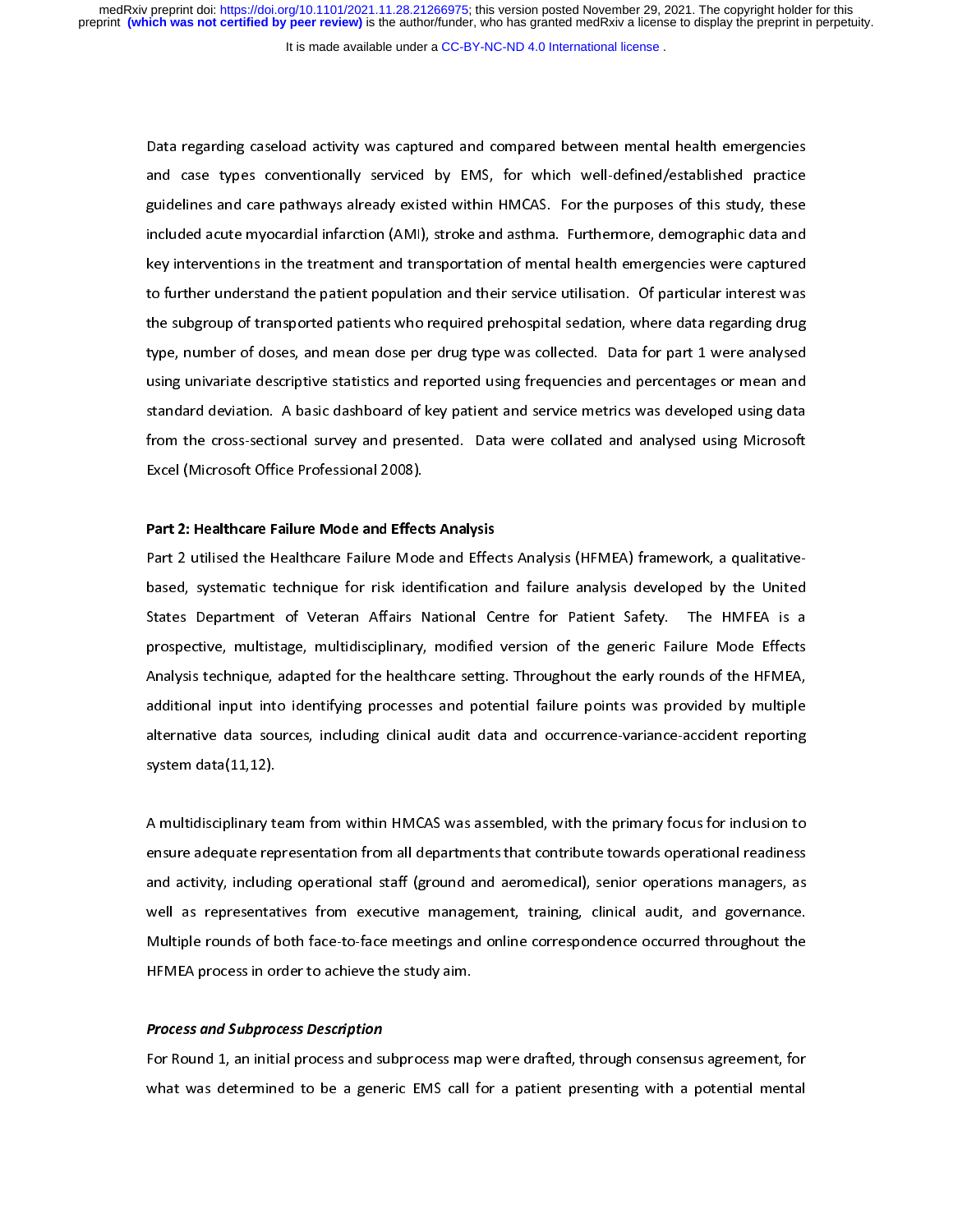Data regarding caseload activity was captured and compared between mental health emergencies and case types conventionally serviced by EMS, for which well-defined/established practice guidelines and care pathways already existed within HMCAS. For the purposes of this study, these included acute myocardial infarction (AMI), stroke and asthma. Furthermore, demographic data and key interventions in the treatment and transportation of mental health emergencies were captured to further understand the patient population and their service utilisation. Of particular interest was the subgroup of transported patients who required prehospital sedation, where data regarding drug type, number of doses, and mean dose per drug type was collected. Data for part 1 were analysed using univariate descriptive statistics and reported using frequencies and percentages or mean and standard deviation. A basic dashboard of key patient and service metrics was developed using data from the cross-sectional survey and presented. Data were collated and analysed using Microsoft Excel (Microsoft Office Professional 2008).

**Part 2: Healthcare Failure Mode and Effects Analysis**

Part 2 utilised the Healthcare Failure Mode and Effects Analysis (HFMEA) framework, a qualitative-based, systematic technique for risk identification and failure analysis developed by the United States Department of Veteran Affairs National Centre for Patient Safety. The HMFEA is a prospective, multistage, multidisciplinary, modified version of the generic Failure Mode Effects Analysis technique, adapted for the healthcare setting. Throughout the early rounds of the HFMEA, additional input into identifying processes and potential failure points was provided by multiple alternative data sources, including clinical audit data and occurrence-variance-accident reporting system data(11,12).

A multidisciplinary team from within HMCAS was assembled, with the primary focus for inclusion to ensure adequate representation from all departments that contribute towards operational readiness and activity, including operational staff (ground and aeromedical), senior operations managers, as well as representatives from executive management, training, clinical audit, and governance. Multiple rounds of both face-to-face meetings and online correspondence occurred throughout the HFMEA process in order to achieve the study aim.

***Process and Subprocess Description***

For Round 1, an initial process and subprocess map were drafted, through consensus agreement, for what was determined to be a generic EMS call for a patient presenting with a potential mental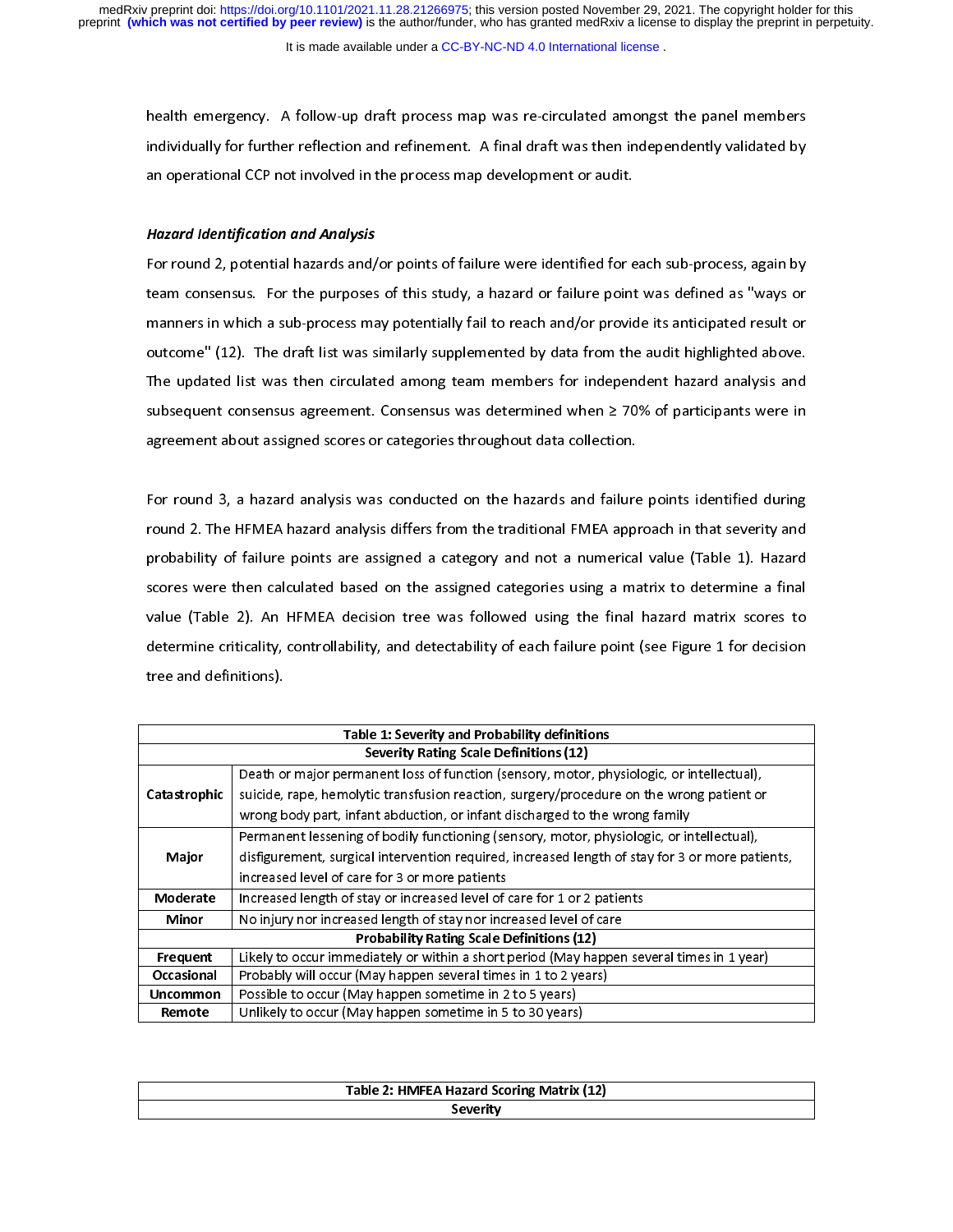health emergency. A follow-up draft process map was re-circulated amongst the panel members individually for further reflection and refinement. A final draft was then independently validated by an operational CCP not involved in the process map development or audit.

***Hazard Identification and Analysis***

For round 2, potential hazards and/or points of failure were identified for each sub-process, again by team consensus. For the purposes of this study, a hazard or failure point was defined as "ways or manners in which a sub-process may potentially fail to reach and/or provide its anticipated result or outcome" (12). The draft list was similarly supplemented by data from the audit highlighted above. The updated list was then circulated among team members for independent hazard analysis and subsequent consensus agreement. Consensus was determined when ≥ 70% of participants were in agreement about assigned scores or categories throughout data collection.

For round 3, a hazard analysis was conducted on the hazards and failure points identified during round 2. The HFMEA hazard analysis differs from the traditional FMEA approach in that severity and probability of failure points are assigned a category and not a numerical value (Table 1). Hazard scores were then calculated based on the assigned categories using a matrix to determine a final value (Table 2). An HFMEA decision tree was followed using the final hazard matrix scores to determine criticality, controllability, and detectability of each failure point (see Figure 1 for decision tree and definitions).

**Table 1: Severity and Probability definitions**

| **Severity Rating Scale Definitions (12)** | |
|---|---|
| **Catastrophic** | Death or major permanent loss of function (sensory, motor, physiologic, or intellectual), suicide, rape, hemolytic transfusion reaction, surgery/procedure on the wrong patient or wrong body part, infant abduction, or infant discharged to the wrong family |
| **Major** | Permanent lessening of bodily functioning (sensory, motor, physiologic, or intellectual), disfigurement, surgical intervention required, increased length of stay for 3 or more patients, increased level of care for 3 or more patients |
| **Moderate** | Increased length of stay or increased level of care for 1 or 2 patients |
| **Minor** | No injury nor increased length of stay nor increased level of care |
| **Probability Rating Scale Definitions (12)** | |
| **Frequent** | Likely to occur immediately or within a short period (May happen several times in 1 year) |
| **Occasional** | Probably will occur (May happen several times in 1 to 2 years) |
| **Uncommon** | Possible to occur (May happen sometime in 2 to 5 years) |
| **Remote** | Unlikely to occur (May happen sometime in 5 to 30 years) |

**Table 2: HMFEA Hazard Scoring Matrix (12)**

| **Severity** |
|---|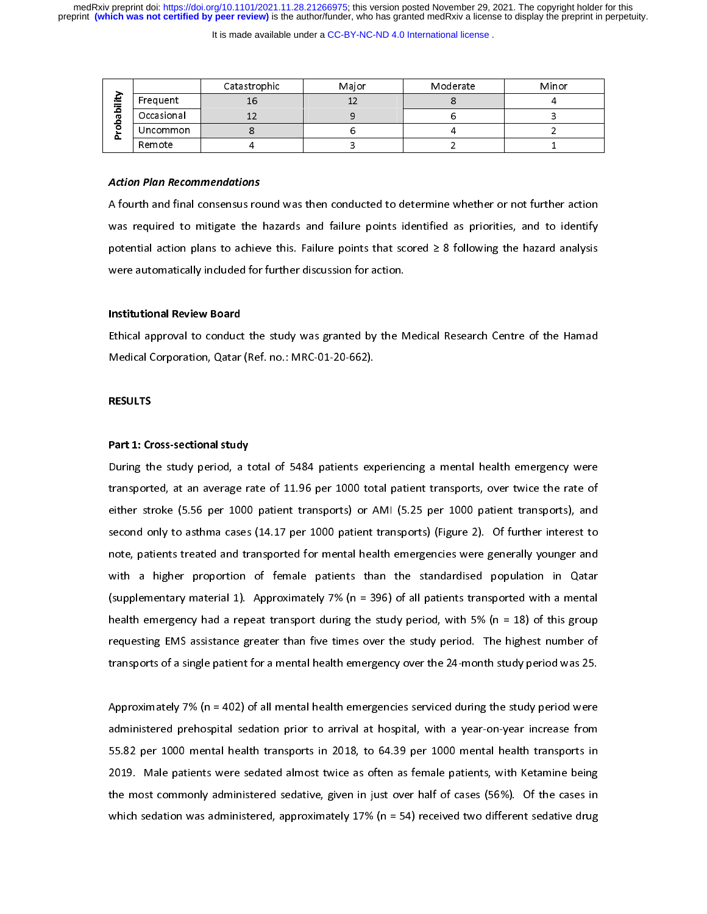| Probability | | Catastrophic | Major | Moderate | Minor |
|---|---|---|---|---|---|
| | Frequent | 16 | 12 | 8 | 4 |
| | Occasional | 12 | 9 | 6 | 3 |
| | Uncommon | 8 | 6 | 4 | 2 |
| | Remote | 4 | 3 | 2 | 1 |

***Action Plan Recommendations***

A fourth and final consensus round was then conducted to determine whether or not further action was required to mitigate the hazards and failure points identified as priorities, and to identify potential action plans to achieve this. Failure points that scored ≥ 8 following the hazard analysis were automatically included for further discussion for action.

**Institutional Review Board**

Ethical approval to conduct the study was granted by the Medical Research Centre of the Hamad Medical Corporation, Qatar (Ref. no.: MRC-01-20-662).

**RESULTS**

**Part 1: Cross-sectional study**

During the study period, a total of 5484 patients experiencing a mental health emergency were transported, at an average rate of 11.96 per 1000 total patient transports, over twice the rate of either stroke (5.56 per 1000 patient transports) or AMI (5.25 per 1000 patient transports), and second only to asthma cases (14.17 per 1000 patient transports) (Figure 2). Of further interest to note, patients treated and transported for mental health emergencies were generally younger and with a higher proportion of female patients than the standardised population in Qatar (supplementary material 1). Approximately 7% (n = 396) of all patients transported with a mental health emergency had a repeat transport during the study period, with 5% (n = 18) of this group requesting EMS assistance greater than five times over the study period. The highest number of transports of a single patient for a mental health emergency over the 24-month study period was 25.

Approximately 7% (n = 402) of all mental health emergencies serviced during the study period were administered prehospital sedation prior to arrival at hospital, with a year-on-year increase from 55.82 per 1000 mental health transports in 2018, to 64.39 per 1000 mental health transports in 2019. Male patients were sedated almost twice as often as female patients, with Ketamine being the most commonly administered sedative, given in just over half of cases (56%). Of the cases in which sedation was administered, approximately 17% (n = 54) received two different sedative drug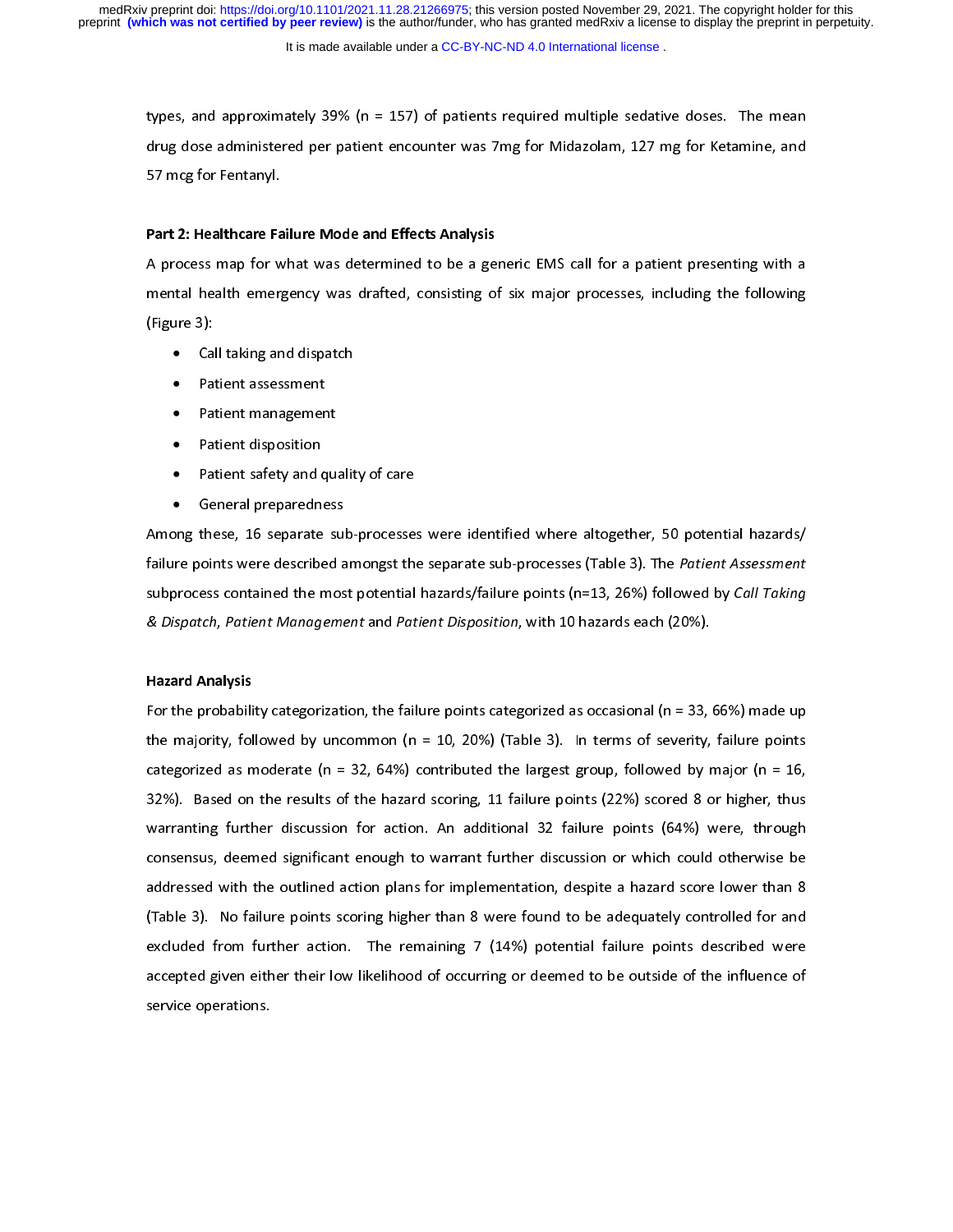types, and approximately 39% (n = 157) of patients required multiple sedative doses. The mean drug dose administered per patient encounter was 7mg for Midazolam, 127 mg for Ketamine, and 57 mcg for Fentanyl.

**Part 2: Healthcare Failure Mode and Effects Analysis**

A process map for what was determined to be a generic EMS call for a patient presenting with a mental health emergency was drafted, consisting of six major processes, including the following (Figure 3):

- Call taking and dispatch
- Patient assessment
- Patient management
- Patient disposition
- Patient safety and quality of care
- General preparedness

Among these, 16 separate sub-processes were identified where altogether, 50 potential hazards/ failure points were described amongst the separate sub-processes (Table 3). The *Patient Assessment* subprocess contained the most potential hazards/failure points (n=13, 26%) followed by *Call Taking & Dispatch*, *Patient Management* and *Patient Disposition*, with 10 hazards each (20%).

**Hazard Analysis**

For the probability categorization, the failure points categorized as occasional (n = 33, 66%) made up the majority, followed by uncommon (n = 10, 20%) (Table 3). In terms of severity, failure points categorized as moderate (n = 32, 64%) contributed the largest group, followed by major (n = 16, 32%). Based on the results of the hazard scoring, 11 failure points (22%) scored 8 or higher, thus warranting further discussion for action. An additional 32 failure points (64%) were, through consensus, deemed significant enough to warrant further discussion or which could otherwise be addressed with the outlined action plans for implementation, despite a hazard score lower than 8 (Table 3). No failure points scoring higher than 8 were found to be adequately controlled for and excluded from further action. The remaining 7 (14%) potential failure points described were accepted given either their low likelihood of occurring or deemed to be outside of the influence of service operations.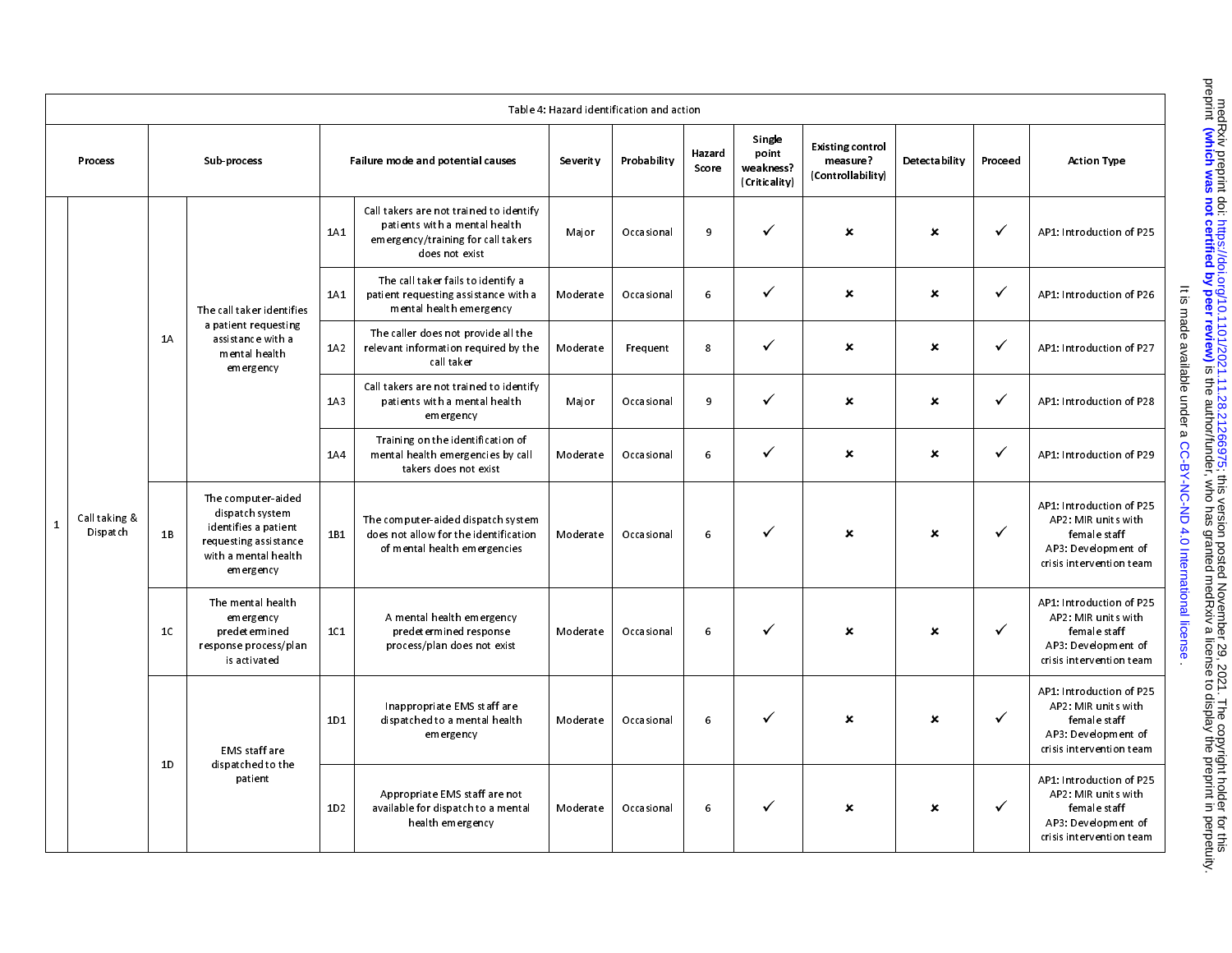Table 4: Hazard identification and action

| Process | | Sub-process | | Failure mode and potential causes | | Severity | Probability | Hazard Score | Single point weakness? (Criticality) | Existing control measure? (Controllability) | Detectability | Proceed | Action Type |
|---|---|---|---|---|---|---|---|---|---|---|---|---|---|
| 1 | Call taking & Dispatch | 1A | The call taker identifies a patient requesting assistance with a mental health emergency | 1A1 | Call takers are not trained to identify patients with a mental health emergency/training for call takers does not exist | Major | Occasional | 9 | ✓ | ✗ | ✗ | ✓ | AP1: Introduction of P25 |
| | | | | 1A1 | The call taker fails to identify a patient requesting assistance with a mental health emergency | Moderate | Occasional | 6 | ✓ | ✗ | ✗ | ✓ | AP1: Introduction of P26 |
| | | | | 1A2 | The caller does not provide all the relevant information required by the call taker | Moderate | Frequent | 8 | ✓ | ✗ | ✗ | ✓ | AP1: Introduction of P27 |
| | | | | 1A3 | Call takers are not trained to identify patients with a mental health emergency | Major | Occasional | 9 | ✓ | ✗ | ✗ | ✓ | AP1: Introduction of P28 |
| | | | | 1A4 | Training on the identification of mental health emergencies by call takers does not exist | Moderate | Occasional | 6 | ✓ | ✗ | ✗ | ✓ | AP1: Introduction of P29 |
| | | 1B | The computer-aided dispatch system identifies a patient requesting assistance with a mental health emergency | 1B1 | The computer-aided dispatch system does not allow for the identification of mental health emergencies | Moderate | Occasional | 6 | ✓ | ✗ | ✗ | ✓ | AP1: Introduction of P25<br>AP2: MIR units with female staff<br>AP3: Development of crisis intervention team |
| | | 1C | The mental health emergency predetermined response process/plan is activated | 1C1 | A mental health emergency predetermined response process/plan does not exist | Moderate | Occasional | 6 | ✓ | ✗ | ✗ | ✓ | AP1: Introduction of P25<br>AP2: MIR units with female staff<br>AP3: Development of crisis intervention team |
| | | 1D | EMS staff are dispatched to the patient | 1D1 | Inappropriate EMS staff are dispatched to a mental health emergency | Moderate | Occasional | 6 | ✓ | ✗ | ✗ | ✓ | AP1: Introduction of P25<br>AP2: MIR units with female staff<br>AP3: Development of crisis intervention team |
| | | | | 1D2 | Appropriate EMS staff are not available for dispatch to a mental health emergency | Moderate | Occasional | 6 | ✓ | ✗ | ✗ | ✓ | AP1: Introduction of P25<br>AP2: MIR units with female staff<br>AP3: Development of crisis intervention team |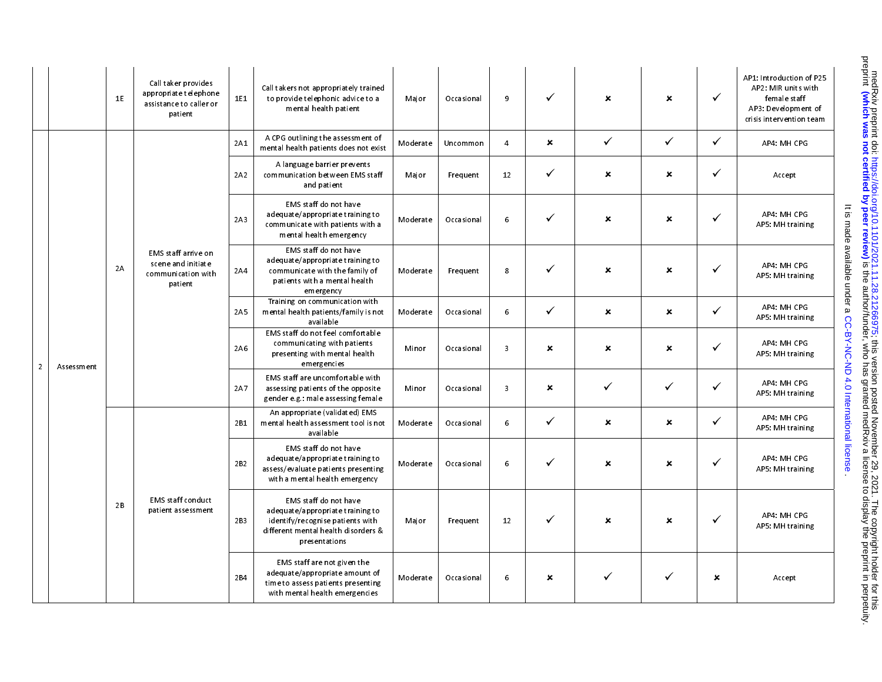| | | | | | | | | | | | | |
|---|---|---|---|---|---|---|---|---|---|---|---|---|
| | | 1E | Call taker provides appropriate telephone assistance to caller or patient | 1E1 | Call takers not appropriately trained to provide telephonic advice to a mental health patient | Major | Occasional | 9 | ✓ | ✗ | ✗ | ✓ | AP1: Introduction of P25<br>AP2: MIR units with female staff<br>AP3: Development of crisis intervention team |
| 2 | Assessment | 2A | EMS staff arrive on scene and initiate communication with patient | 2A1 | A CPG outlining the assessment of mental health patients does not exist | Moderate | Uncommon | 4 | ✗ | ✓ | ✓ | ✓ | AP4: MH CPG |
| | | | | 2A2 | A language barrier prevents communication between EMS staff and patient | Major | Frequent | 12 | ✓ | ✗ | ✗ | ✓ | Accept |
| | | | | 2A3 | EMS staff do not have adequate/appropriate training to communicate with patients with a mental health emergency | Moderate | Occasional | 6 | ✓ | ✗ | ✗ | ✓ | AP4: MH CPG<br>AP5: MH training |
| | | | | 2A4 | EMS staff do not have adequate/appropriate training to communicate with the family of patients with a mental health emergency | Moderate | Frequent | 8 | ✓ | ✗ | ✗ | ✓ | AP4: MH CPG<br>AP5: MH training |
| | | | | 2A5 | Training on communication with mental health patients/family is not available | Moderate | Occasional | 6 | ✓ | ✗ | ✗ | ✓ | AP4: MH CPG<br>AP5: MH training |
| | | | | 2A6 | EMS staff do not feel comfortable communicating with patients presenting with mental health emergencies | Minor | Occasional | 3 | ✗ | ✗ | ✗ | ✓ | AP4: MH CPG<br>AP5: MH training |
| | | | | 2A7 | EMS staff are uncomfortable with assessing patients of the opposite gender e.g.: male assessing female | Minor | Occasional | 3 | ✗ | ✓ | ✓ | ✓ | AP4: MH CPG<br>AP5: MH training |
| | | 2B | EMS staff conduct patient assessment | 2B1 | An appropriate (validated) EMS mental health assessment tool is not available | Moderate | Occasional | 6 | ✓ | ✗ | ✗ | ✓ | AP4: MH CPG<br>AP5: MH training |
| | | | | 2B2 | EMS staff do not have adequate/appropriate training to assess/evaluate patients presenting with a mental health emergency | Moderate | Occasional | 6 | ✓ | ✗ | ✗ | ✓ | AP4: MH CPG<br>AP5: MH training |
| | | | | 2B3 | EMS staff do not have adequate/appropriate training to identify/recognise patients with different mental health disorders & presentations | Major | Frequent | 12 | ✓ | ✗ | ✗ | ✓ | AP4: MH CPG<br>AP5: MH training |
| | | | | 2B4 | EMS staff are not given the adequate/appropriate amount of time to assess patients presenting with mental health emergencies | Moderate | Occasional | 6 | ✗ | ✓ | ✓ | ✗ | Accept |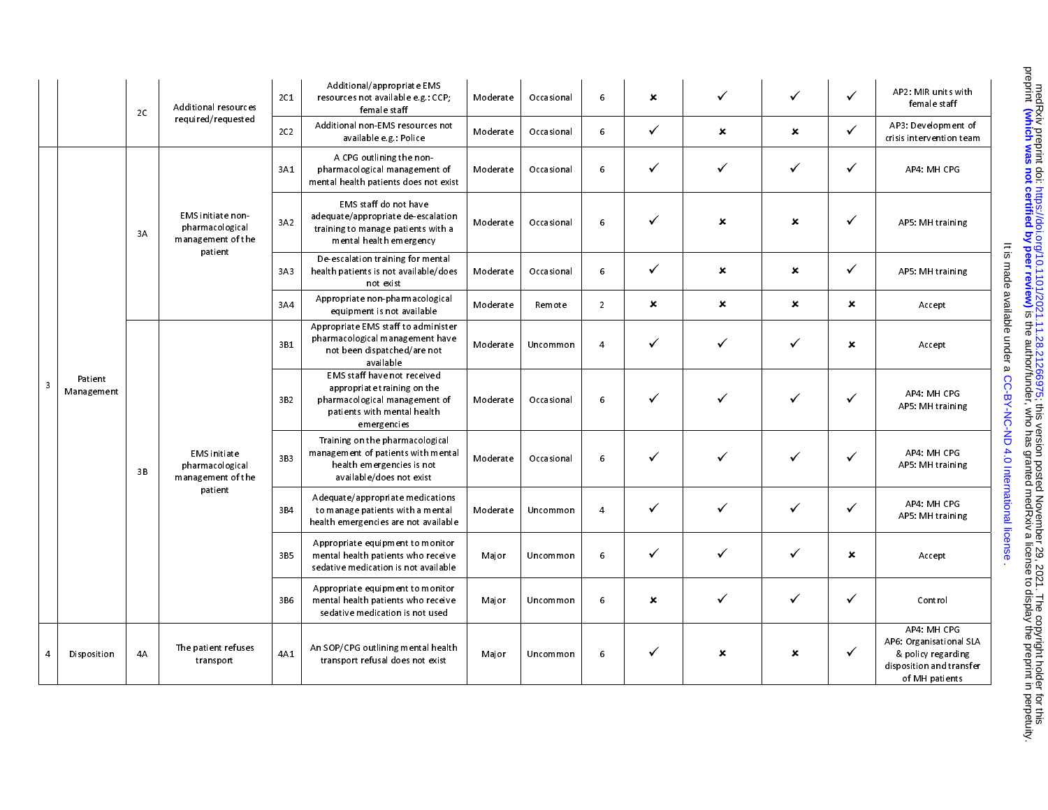| | | | | | | | | | | | | | |
|---|---|---|---|---|---|---|---|---|---|---|---|---|---|
| | | 2C | Additional resources required/requested | 2C1 | Additional/appropriate EMS resources not available e.g.: CCP; female staff | Moderate | Occasional | 6 | ✗ | ✓ | ✓ | ✓ | AP2: MIR units with female staff |
| | | | | 2C2 | Additional non-EMS resources not available e.g.: Police | Moderate | Occasional | 6 | ✓ | ✗ | ✗ | ✓ | AP3: Development of crisis intervention team |
| 3 | Patient Management | 3A | EMS initiate non-pharmacological management of the patient | 3A1 | A CPG outlining the non-pharmacological management of mental health patients does not exist | Moderate | Occasional | 6 | ✓ | ✓ | ✓ | ✓ | AP4: MH CPG |
| | | | | 3A2 | EMS staff do not have adequate/appropriate de-escalation training to manage patients with a mental health emergency | Moderate | Occasional | 6 | ✓ | ✗ | ✗ | ✓ | AP5: MH training |
| | | | | 3A3 | De-escalation training for mental health patients is not available/does not exist | Moderate | Occasional | 6 | ✓ | ✗ | ✗ | ✓ | AP5: MH training |
| | | | | 3A4 | Appropriate non-pharmacological equipment is not available | Moderate | Remote | 2 | ✗ | ✗ | ✗ | ✗ | Accept |
| | | 3B | EMS initiate pharmacological management of the patient | 3B1 | Appropriate EMS staff to administer pharmacological management have not been dispatched/are not available | Moderate | Uncommon | 4 | ✓ | ✓ | ✓ | ✗ | Accept |
| | | | | 3B2 | EMS staff have not received appropriate training on the pharmacological management of patients with mental health emergencies | Moderate | Occasional | 6 | ✓ | ✓ | ✓ | ✓ | AP4: MH CPG<br>AP5: MH training |
| | | | | 3B3 | Training on the pharmacological management of patients with mental health emergencies is not available/does not exist | Moderate | Occasional | 6 | ✓ | ✓ | ✓ | ✓ | AP4: MH CPG<br>AP5: MH training |
| | | | | 3B4 | Adequate/appropriate medications to manage patients with a mental health emergencies are not available | Moderate | Uncommon | 4 | ✓ | ✓ | ✓ | ✓ | AP4: MH CPG<br>AP5: MH training |
| | | | | 3B5 | Appropriate equipment to monitor mental health patients who receive sedative medication is not available | Major | Uncommon | 6 | ✓ | ✓ | ✓ | ✗ | Accept |
| | | | | 3B6 | Appropriate equipment to monitor mental health patients who receive sedative medication is not used | Major | Uncommon | 6 | ✗ | ✓ | ✓ | ✓ | Control |
| 4 | Disposition | 4A | The patient refuses transport | 4A1 | An SOP/CPG outlining mental health transport refusal does not exist | Major | Uncommon | 6 | ✓ | ✗ | ✗ | ✓ | AP4: MH CPG<br>AP6: Organisational SLA & policy regarding disposition and transfer of MH patients |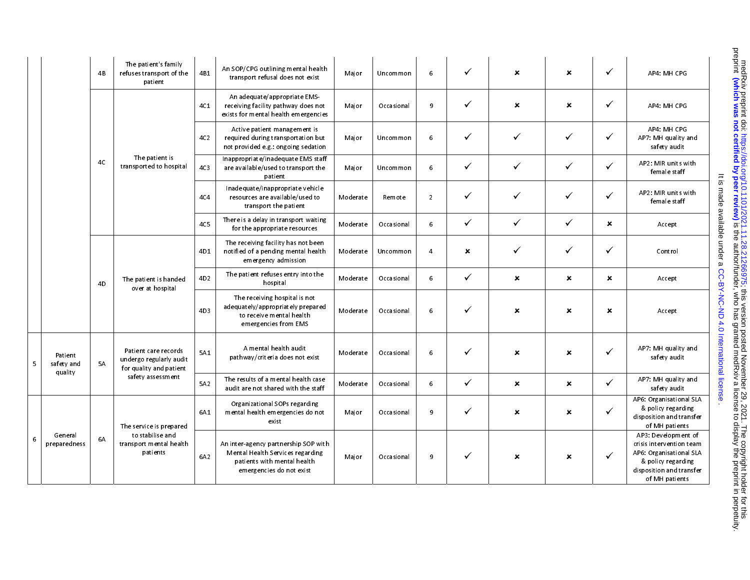| | | | | | | | | | | | | | |
|---|---|---|---|---|---|---|---|---|---|---|---|---|---|
| | | 4B | The patient's family refuses transport of the patient | 4B1 | An SOP/CPG outlining mental health transport refusal does not exist | Major | Uncommon | 6 | ✓ | ✗ | ✗ | ✓ | AP4: MH CPG |
| | | 4C | The patient is transported to hospital | 4C1 | An adequate/appropriate EMS-receiving facility pathway does not exists for mental health emergencies | Major | Occasional | 9 | ✓ | ✗ | ✗ | ✓ | AP4: MH CPG |
| | | | | 4C2 | Active patient management is required during transportation but not provided e.g.: ongoing sedation | Major | Uncommon | 6 | ✓ | ✓ | ✓ | ✓ | AP4: MH CPG<br>AP7: MH quality and safety audit |
| | | | | 4C3 | Inappropriate/inadequate EMS staff are available/used to transport the patient | Major | Uncommon | 6 | ✓ | ✓ | ✓ | ✓ | AP2: MIR units with female staff |
| | | | | 4C4 | Inadequate/inappropriate vehicle resources are available/used to transport the patient | Moderate | Remote | 2 | ✓ | ✓ | ✓ | ✓ | AP2: MIR units with female staff |
| | | | | 4C5 | There is a delay in transport waiting for the appropriate resources | Moderate | Occasional | 6 | ✓ | ✓ | ✓ | ✗ | Accept |
| | | 4D | The patient is handed over at hospital | 4D1 | The receiving facility has not been notified of a pending mental health emergency admission | Moderate | Uncommon | 4 | ✗ | ✓ | ✓ | ✓ | Control |
| | | | | 4D2 | The patient refuses entry into the hospital | Moderate | Occasional | 6 | ✓ | ✗ | ✗ | ✗ | Accept |
| | | | | 4D3 | The receiving hospital is not adequately/appropriately prepared to receive mental health emergencies from EMS | Moderate | Occasional | 6 | ✓ | ✗ | ✗ | ✗ | Accept |
| 5 | Patient safety and quality | 5A | Patient care records undergo regularly audit for quality and patient safety assessment | 5A1 | A mental health audit pathway/criteria does not exist | Moderate | Occasional | 6 | ✓ | ✗ | ✗ | ✓ | AP7: MH quality and safety audit |
| | | | | 5A2 | The results of a mental health case audit are not shared with the staff | Moderate | Occasional | 6 | ✓ | ✗ | ✗ | ✓ | AP7: MH quality and safety audit |
| 6 | General preparedness | 6A | The service is prepared to stabilise and transport mental health patients | 6A1 | Organizational SOPs regarding mental health emergencies do not exist | Major | Occasional | 9 | ✓ | ✗ | ✗ | ✓ | AP6: Organisational SLA & policy regarding disposition and transfer of MH patients |
| | | | | 6A2 | An inter-agency partnership SOP with Mental Health Services regarding patients with mental health emergencies do not exist | Major | Occasional | 9 | ✓ | ✗ | ✗ | ✓ | AP3: Development of crisis intervention team<br>AP6: Organisational SLA & policy regarding disposition and transfer of MH patients |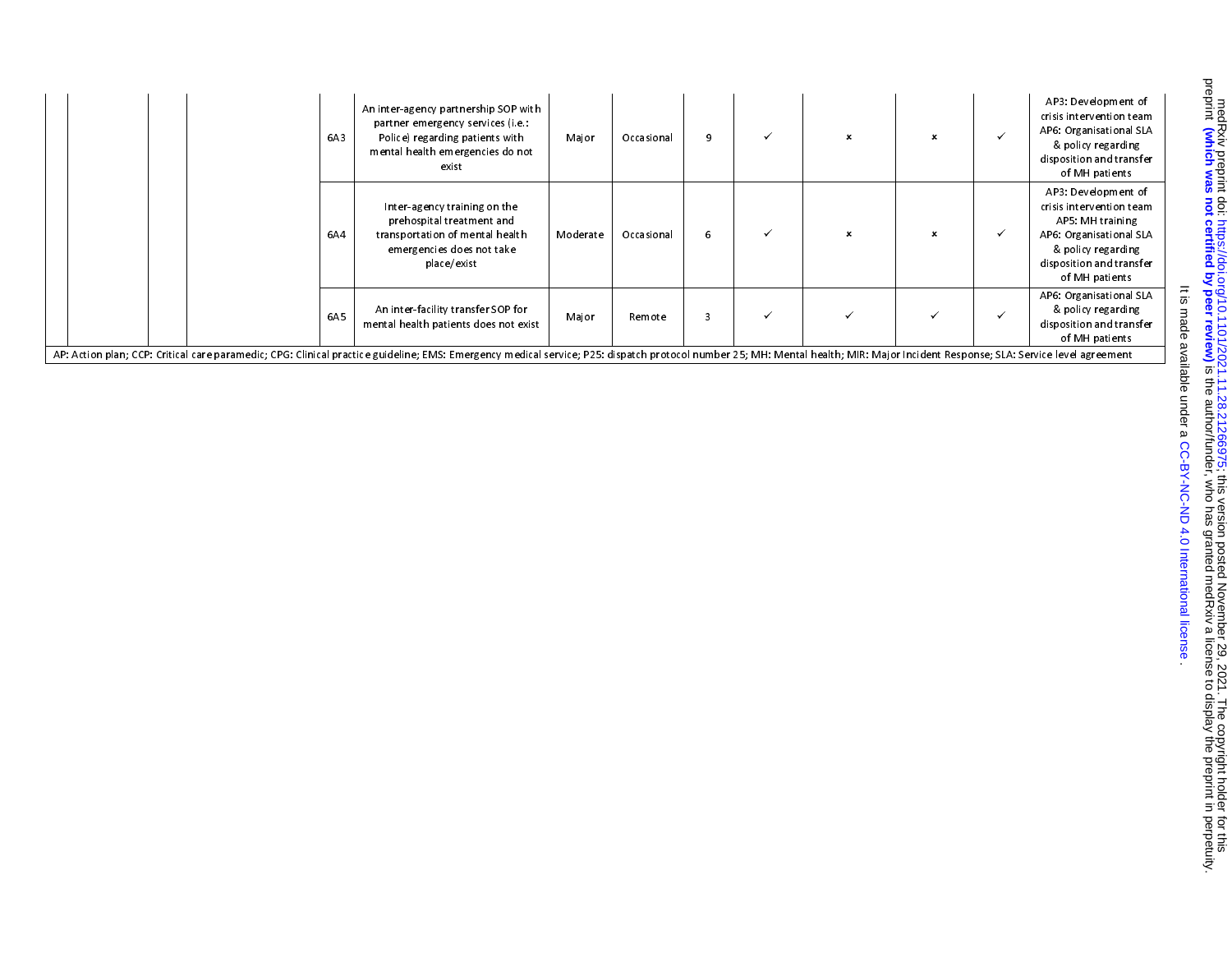| | | | | | | | | | | | | | |
|---|---|---|---|---|---|---|---|---|---|---|---|---|---|
| | | | | 6A3 | An inter-agency partnership SOP with partner emergency services (i.e.: Police) regarding patients with mental health emergencies do not exist | Major | Occasional | 9 | ✓ | × | × | ✓ | AP3: Development of crisis intervention team AP6: Organisational SLA & policy regarding disposition and transfer of MH patients |
| | | | | 6A4 | Inter-agency training on the prehospital treatment and transportation of mental health emergencies does not take place/exist | Moderate | Occasional | 6 | ✓ | × | × | ✓ | AP3: Development of crisis intervention team AP5: MH training AP6: Organisational SLA & policy regarding disposition and transfer of MH patients |
| | | | | 6A5 | An inter-facility transfer SOP for mental health patients does not exist | Major | Remote | 3 | ✓ | ✓ | ✓ | ✓ | AP6: Organisational SLA & policy regarding disposition and transfer of MH patients |

AP: Action plan; CCP: Critical care paramedic; CPG: Clinical practice guideline; EMS: Emergency medical service; P25: dispatch protocol number 25; MH: Mental health; MIR: Major Incident Response; SLA: Service level agreement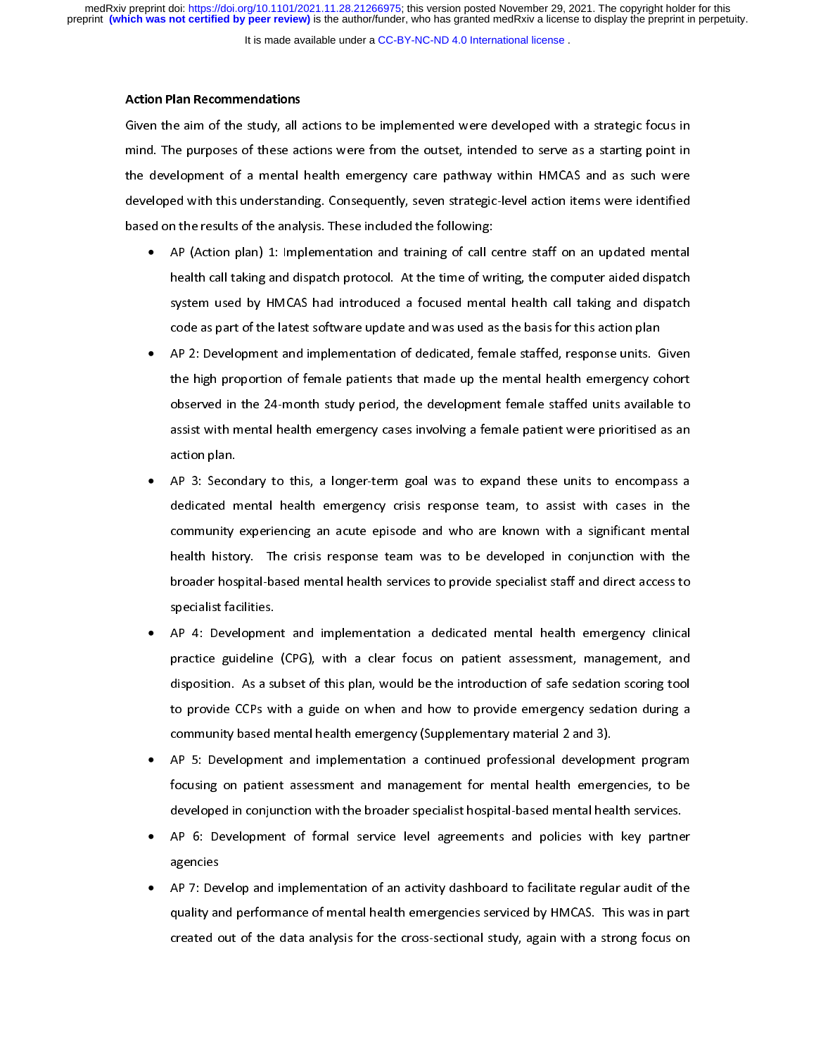## Action Plan Recommendations

Given the aim of the study, all actions to be implemented were developed with a strategic focus in mind. The purposes of these actions were from the outset, intended to serve as a starting point in the development of a mental health emergency care pathway within HMCAS and as such were developed with this understanding. Consequently, seven strategic-level action items were identified based on the results of the analysis. These included the following:

- AP (Action plan) 1: Implementation and training of call centre staff on an updated mental health call taking and dispatch protocol. At the time of writing, the computer aided dispatch system used by HMCAS had introduced a focused mental health call taking and dispatch code as part of the latest software update and was used as the basis for this action plan
- AP 2: Development and implementation of dedicated, female staffed, response units. Given the high proportion of female patients that made up the mental health emergency cohort observed in the 24-month study period, the development female staffed units available to assist with mental health emergency cases involving a female patient were prioritised as an action plan.
- AP 3: Secondary to this, a longer-term goal was to expand these units to encompass a dedicated mental health emergency crisis response team, to assist with cases in the community experiencing an acute episode and who are known with a significant mental health history. The crisis response team was to be developed in conjunction with the broader hospital-based mental health services to provide specialist staff and direct access to specialist facilities.
- AP 4: Development and implementation a dedicated mental health emergency clinical practice guideline (CPG), with a clear focus on patient assessment, management, and disposition. As a subset of this plan, would be the introduction of safe sedation scoring tool to provide CCPs with a guide on when and how to provide emergency sedation during a community based mental health emergency (Supplementary material 2 and 3).
- AP 5: Development and implementation a continued professional development program focusing on patient assessment and management for mental health emergencies, to be developed in conjunction with the broader specialist hospital-based mental health services.
- AP 6: Development of formal service level agreements and policies with key partner agencies
- AP 7: Develop and implementation of an activity dashboard to facilitate regular audit of the quality and performance of mental health emergencies serviced by HMCAS. This was in part created out of the data analysis for the cross-sectional study, again with a strong focus on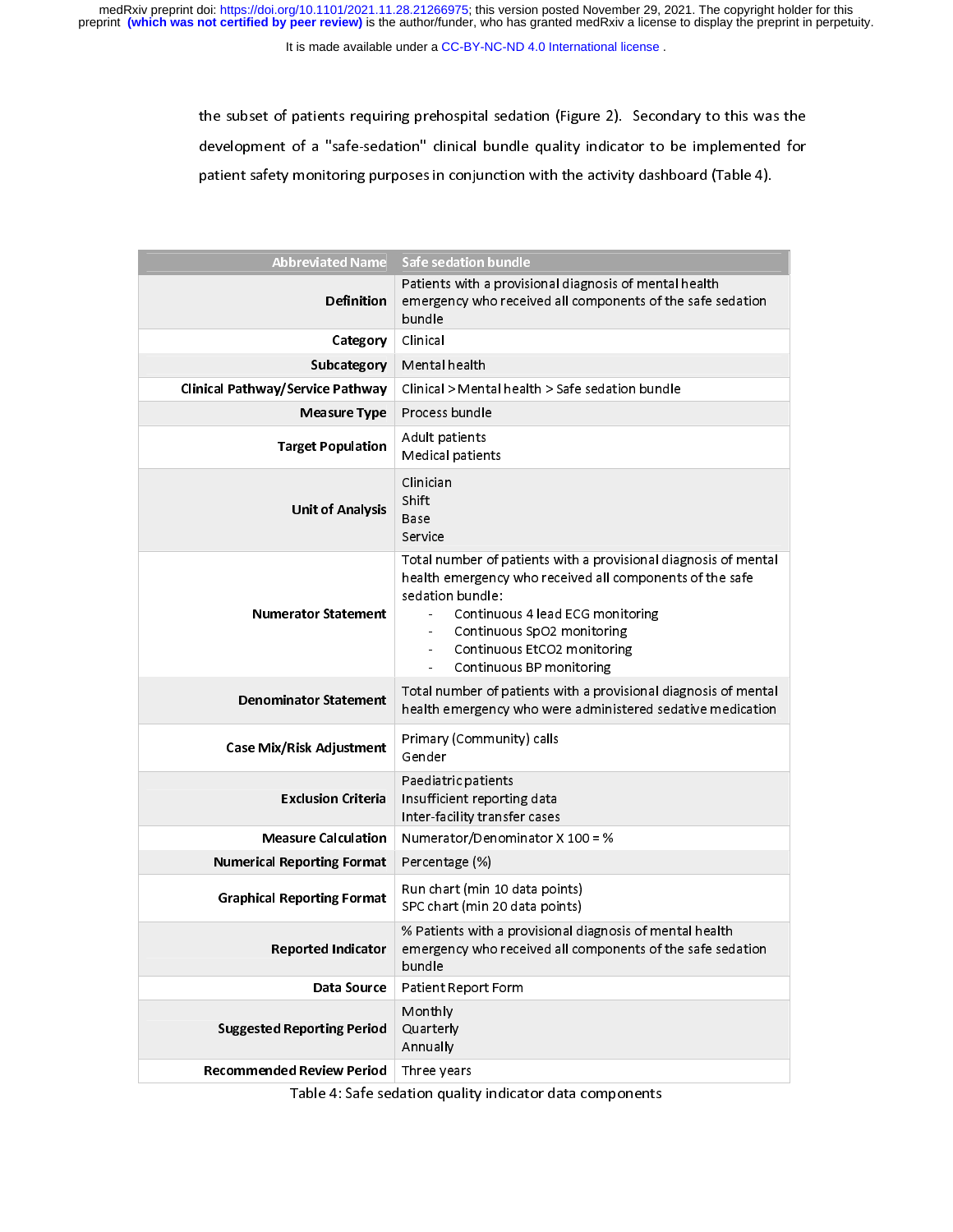the subset of patients requiring prehospital sedation (Figure 2). Secondary to this was the development of a "safe-sedation" clinical bundle quality indicator to be implemented for patient safety monitoring purposes in conjunction with the activity dashboard (Table 4).

| Abbreviated Name | Safe sedation bundle |
|---|---|
| **Definition** | Patients with a provisional diagnosis of mental health emergency who received all components of the safe sedation bundle |
| **Category** | Clinical |
| **Subcategory** | Mental health |
| **Clinical Pathway/Service Pathway** | Clinical > Mental health > Safe sedation bundle |
| **Measure Type** | Process bundle |
| **Target Population** | Adult patients<br>Medical patients |
| **Unit of Analysis** | Clinician<br>Shift<br>Base<br>Service |
| **Numerator Statement** | Total number of patients with a provisional diagnosis of mental health emergency who received all components of the safe sedation bundle:<br>- Continuous 4 lead ECG monitoring<br>- Continuous $SpO_2$ monitoring<br>- Continuous $EtCO_2$ monitoring<br>- Continuous BP monitoring |
| **Denominator Statement** | Total number of patients with a provisional diagnosis of mental health emergency who were administered sedative medication |
| **Case Mix/Risk Adjustment** | Primary (Community) calls<br>Gender |
| **Exclusion Criteria** | Paediatric patients<br>Insufficient reporting data<br>Inter-facility transfer cases |
| **Measure Calculation** | Numerator/Denominator X 100 = % |
| **Numerical Reporting Format** | Percentage (%) |
| **Graphical Reporting Format** | Run chart (min 10 data points)<br>SPC chart (min 20 data points) |
| **Reported Indicator** | % Patients with a provisional diagnosis of mental health emergency who received all components of the safe sedation bundle |
| **Data Source** | Patient Report Form |
| **Suggested Reporting Period** | Monthly<br>Quarterly<br>Annually |
| **Recommended Review Period** | Three years |

Table 4: Safe sedation quality indicator data components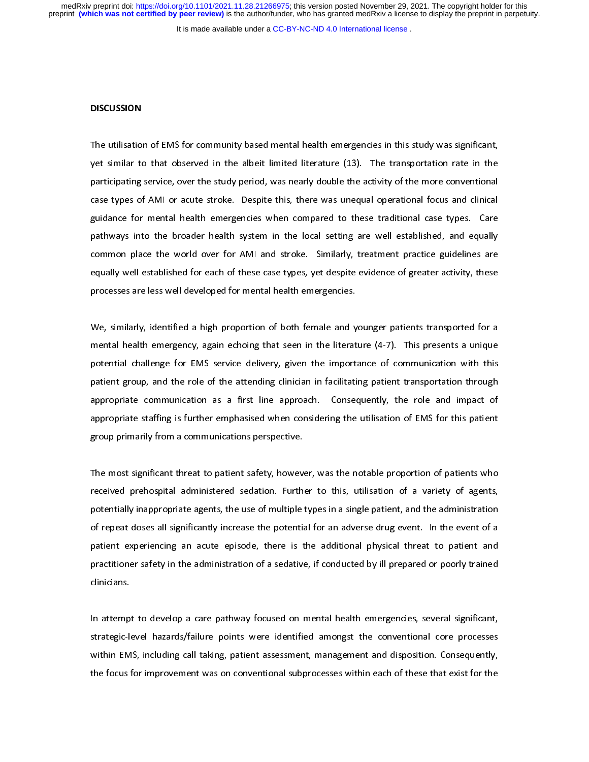## DISCUSSION

The utilisation of EMS for community based mental health emergencies in this study was significant, yet similar to that observed in the albeit limited literature (13). The transportation rate in the participating service, over the study period, was nearly double the activity of the more conventional case types of AMI or acute stroke. Despite this, there was unequal operational focus and clinical guidance for mental health emergencies when compared to these traditional case types. Care pathways into the broader health system in the local setting are well established, and equally common place the world over for AMI and stroke. Similarly, treatment practice guidelines are equally well established for each of these case types, yet despite evidence of greater activity, these processes are less well developed for mental health emergencies.

We, similarly, identified a high proportion of both female and younger patients transported for a mental health emergency, again echoing that seen in the literature (4-7). This presents a unique potential challenge for EMS service delivery, given the importance of communication with this patient group, and the role of the attending clinician in facilitating patient transportation through appropriate communication as a first line approach. Consequently, the role and impact of appropriate staffing is further emphasised when considering the utilisation of EMS for this patient group primarily from a communications perspective.

The most significant threat to patient safety, however, was the notable proportion of patients who received prehospital administered sedation. Further to this, utilisation of a variety of agents, potentially inappropriate agents, the use of multiple types in a single patient, and the administration of repeat doses all significantly increase the potential for an adverse drug event. In the event of a patient experiencing an acute episode, there is the additional physical threat to patient and practitioner safety in the administration of a sedative, if conducted by ill prepared or poorly trained clinicians.

In attempt to develop a care pathway focused on mental health emergencies, several significant, strategic-level hazards/failure points were identified amongst the conventional core processes within EMS, including call taking, patient assessment, management and disposition. Consequently, the focus for improvement was on conventional subprocesses within each of these that exist for the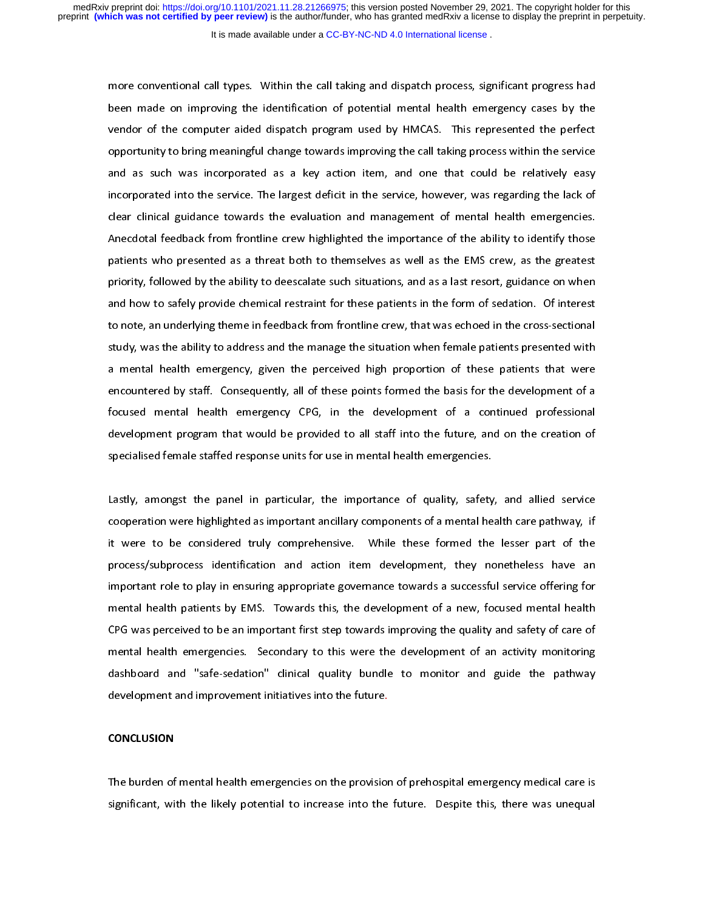more conventional call types. Within the call taking and dispatch process, significant progress had been made on improving the identification of potential mental health emergency cases by the vendor of the computer aided dispatch program used by HMCAS. This represented the perfect opportunity to bring meaningful change towards improving the call taking process within the service and as such was incorporated as a key action item, and one that could be relatively easy incorporated into the service. The largest deficit in the service, however, was regarding the lack of clear clinical guidance towards the evaluation and management of mental health emergencies. Anecdotal feedback from frontline crew highlighted the importance of the ability to identify those patients who presented as a threat both to themselves as well as the EMS crew, as the greatest priority, followed by the ability to deescalate such situations, and as a last resort, guidance on when and how to safely provide chemical restraint for these patients in the form of sedation. Of interest to note, an underlying theme in feedback from frontline crew, that was echoed in the cross-sectional study, was the ability to address and the manage the situation when female patients presented with a mental health emergency, given the perceived high proportion of these patients that were encountered by staff. Consequently, all of these points formed the basis for the development of a focused mental health emergency CPG, in the development of a continued professional development program that would be provided to all staff into the future, and on the creation of specialised female staffed response units for use in mental health emergencies.

Lastly, amongst the panel in particular, the importance of quality, safety, and allied service cooperation were highlighted as important ancillary components of a mental health care pathway, if it were to be considered truly comprehensive. While these formed the lesser part of the process/subprocess identification and action item development, they nonetheless have an important role to play in ensuring appropriate governance towards a successful service offering for mental health patients by EMS. Towards this, the development of a new, focused mental health CPG was perceived to be an important first step towards improving the quality and safety of care of mental health emergencies. Secondary to this were the development of an activity monitoring dashboard and "safe-sedation" clinical quality bundle to monitor and guide the pathway development and improvement initiatives into the future.

## CONCLUSION

The burden of mental health emergencies on the provision of prehospital emergency medical care is significant, with the likely potential to increase into the future. Despite this, there was unequal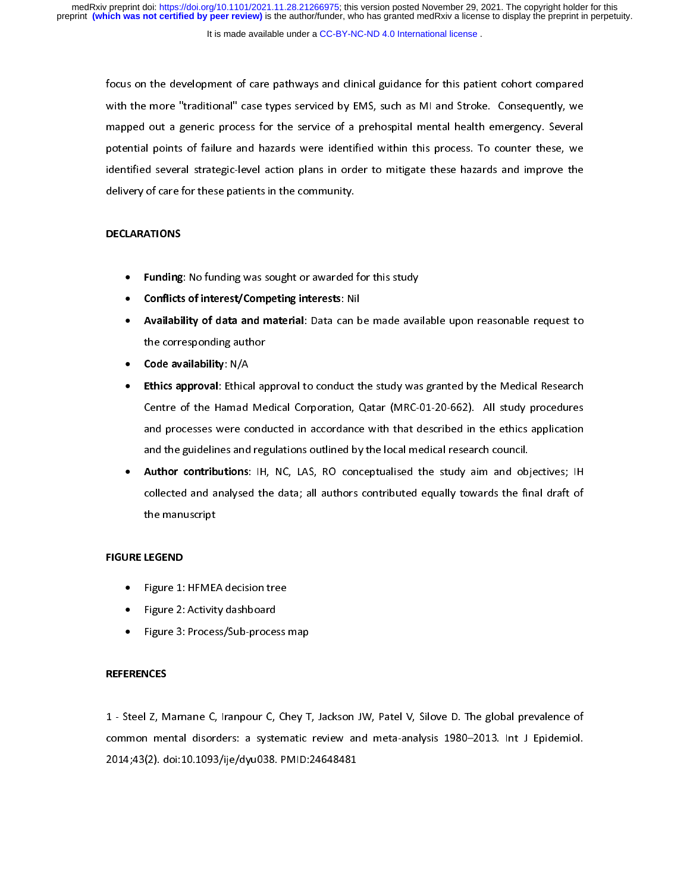focus on the development of care pathways and clinical guidance for this patient cohort compared with the more "traditional" case types serviced by EMS, such as MI and Stroke. Consequently, we mapped out a generic process for the service of a prehospital mental health emergency. Several potential points of failure and hazards were identified within this process. To counter these, we identified several strategic-level action plans in order to mitigate these hazards and improve the delivery of care for these patients in the community.

## DECLARATIONS

- **Funding**: No funding was sought or awarded for this study
- **Conflicts of interest/Competing interests**: Nil
- **Availability of data and material**: Data can be made available upon reasonable request to the corresponding author
- **Code availability**: N/A
- **Ethics approval**: Ethical approval to conduct the study was granted by the Medical Research Centre of the Hamad Medical Corporation, Qatar (MRC-01-20-662). All study procedures and processes were conducted in accordance with that described in the ethics application and the guidelines and regulations outlined by the local medical research council.
- **Author contributions**: IH, NC, LAS, RO conceptualised the study aim and objectives; IH collected and analysed the data; all authors contributed equally towards the final draft of the manuscript

## FIGURE LEGEND

- Figure 1: HFMEA decision tree
- Figure 2: Activity dashboard
- Figure 3: Process/Sub-process map

## REFERENCES

1 - Steel Z, Marnane C, Iranpour C, Chey T, Jackson JW, Patel V, Silove D. The global prevalence of common mental disorders: a systematic review and meta-analysis 1980–2013. Int J Epidemiol. 2014;43(2). doi:10.1093/ije/dyu038. PMID:24648481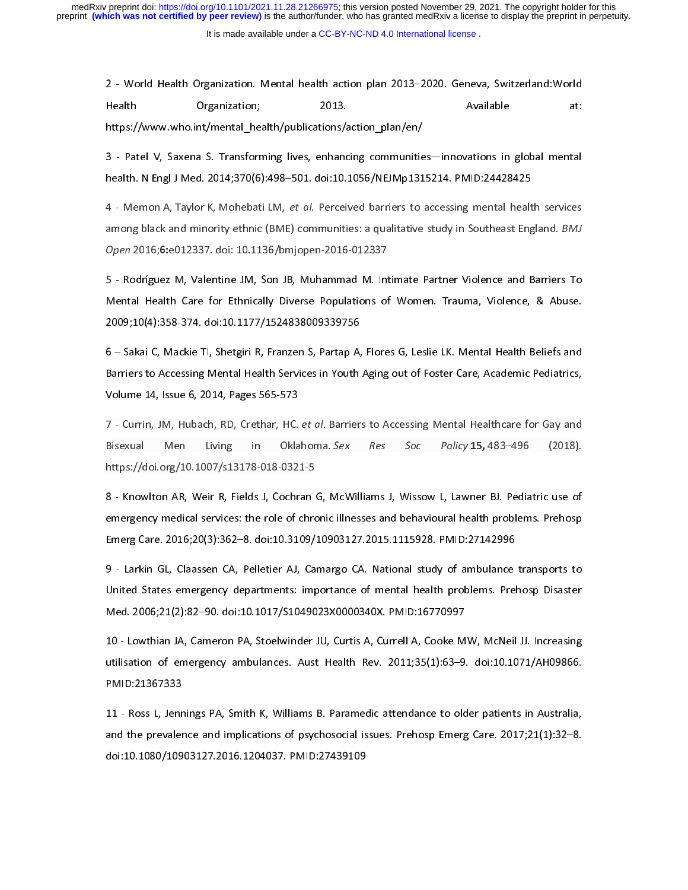2 - World Health Organization. Mental health action plan 2013–2020. Geneva, Switzerland:World Health Organization; 2013. Available at: https://www.who.int/mental_health/publications/action_plan/en/

3 - Patel V, Saxena S. Transforming lives, enhancing communities—innovations in global mental health. N Engl J Med. 2014;370(6):498–501. doi:10.1056/NEJMp1315214. PMID:24428425

4 - Memon A, Taylor K, Mohebati LM, *et al.* Perceived barriers to accessing mental health services among black and minority ethnic (BME) communities: a qualitative study in Southeast England. *BMJ Open* 2016;**6:**e012337. doi: 10.1136/bmjopen-2016-012337

5 - Rodríguez M, Valentine JM, Son JB, Muhammad M. Intimate Partner Violence and Barriers To Mental Health Care for Ethnically Diverse Populations of Women. Trauma, Violence, & Abuse. 2009;10(4):358-374. doi:10.1177/1524838009339756

6 – Sakai C, Mackie TI, Shetgiri R, Franzen S, Partap A, Flores G, Leslie LK. Mental Health Beliefs and Barriers to Accessing Mental Health Services in Youth Aging out of Foster Care, Academic Pediatrics, Volume 14, Issue 6, 2014, Pages 565-573

7 - Currin, JM, Hubach, RD, Crethar, HC. *et al*. Barriers to Accessing Mental Healthcare for Gay and Bisexual Men Living in Oklahoma. *Sex Res Soc Policy* **15,** 483–496 (2018). https://doi.org/10.1007/s13178-018-0321-5

8 - Knowlton AR, Weir R, Fields J, Cochran G, McWilliams J, Wissow L, Lawner BJ. Pediatric use of emergency medical services: the role of chronic illnesses and behavioural health problems. Prehosp Emerg Care. 2016;20(3):362–8. doi:10.3109/10903127.2015.1115928. PMID:27142996

9 - Larkin GL, Claassen CA, Pelletier AJ, Camargo CA. National study of ambulance transports to United States emergency departments: importance of mental health problems. Prehosp Disaster Med. 2006;21(2):82–90. doi:10.1017/S1049023X0000340X. PMID:16770997

10 - Lowthian JA, Cameron PA, Stoelwinder JU, Curtis A, Currell A, Cooke MW, McNeil JJ. Increasing utilisation of emergency ambulances. Aust Health Rev. 2011;35(1):63–9. doi:10.1071/AH09866. PMID:21367333

11 - Ross L, Jennings PA, Smith K, Williams B. Paramedic attendance to older patients in Australia, and the prevalence and implications of psychosocial issues. Prehosp Emerg Care. 2017;21(1):32–8. doi:10.1080/10903127.2016.1204037. PMID:27439109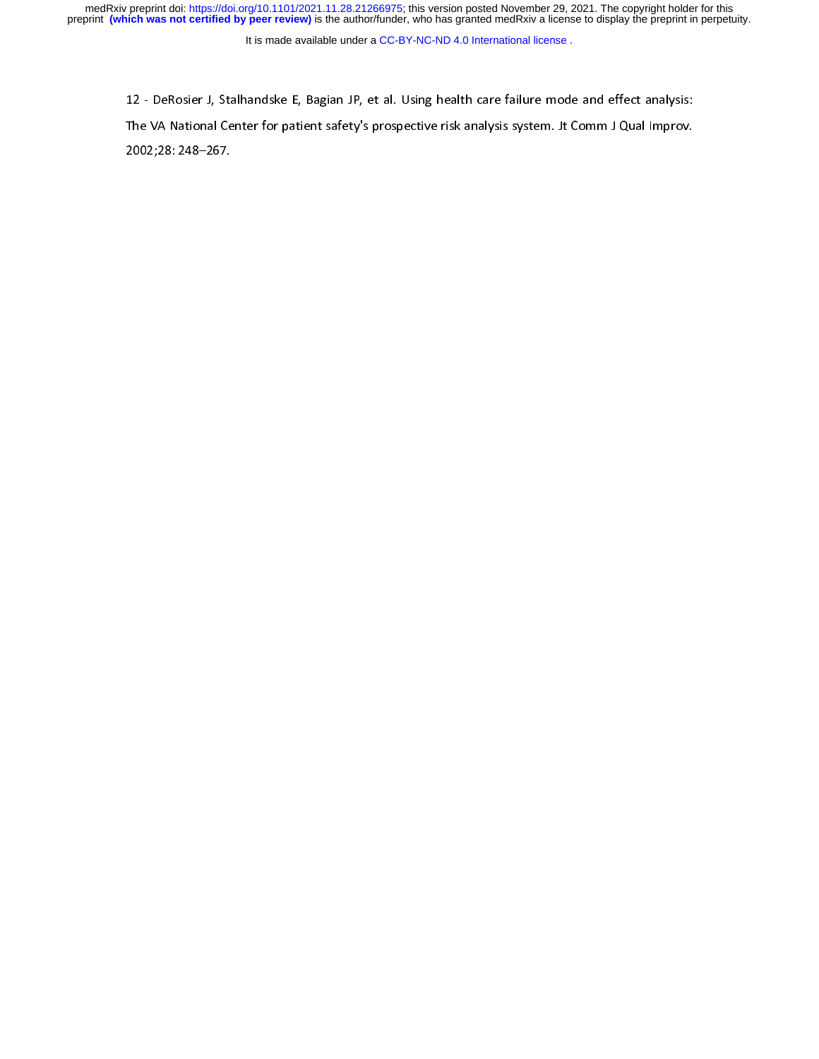12 - DeRosier J, Stalhandske E, Bagian JP, et al. Using health care failure mode and effect analysis: The VA National Center for patient safety's prospective risk analysis system. Jt Comm J Qual Improv. 2002;28: 248–267.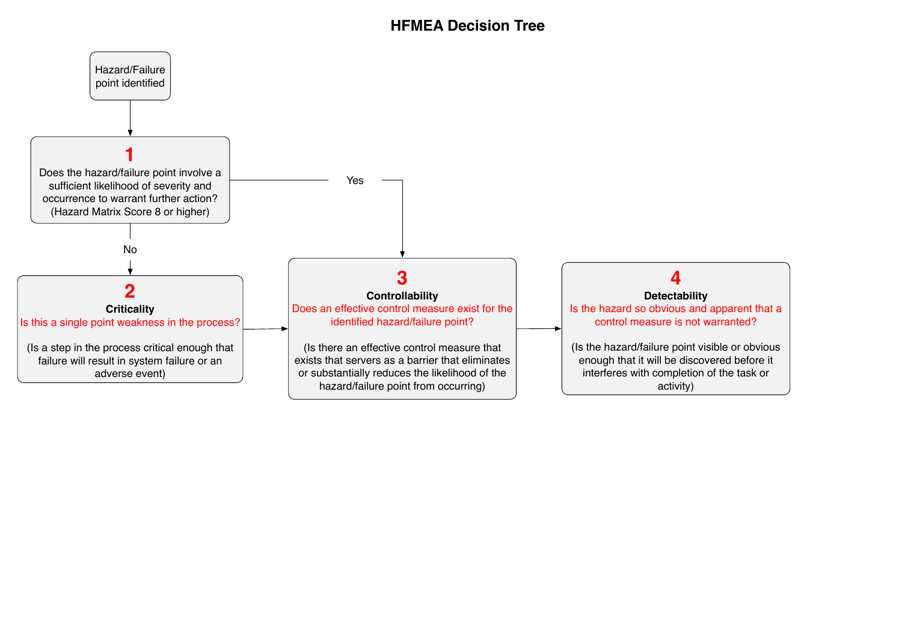# HFMEA Decision Tree

Hazard/Failure point identified

**1**
Does the hazard/failure point involve a sufficient likelihood of severity and occurrence to warrant further action? (Hazard Matrix Score 8 or higher)

Yes → 3

No → 2

**2**
**Criticality**
Is this a single point weakness in the process?

(Is a step in the process critical enough that failure will result in system failure or an adverse event)

**3**
**Controllability**
Does an effective control measure exist for the identified hazard/failure point?

(Is there an effective control measure that exists that servers as a barrier that eliminates or substantially reduces the likelihood of the hazard/failure point from occurring)

**4**
**Detectability**
Is the hazard so obvious and apparent that a control measure is not warranted?

(Is the hazard/failure point visible or obvious enough that it will be discovered before it interferes with completion of the task or activity)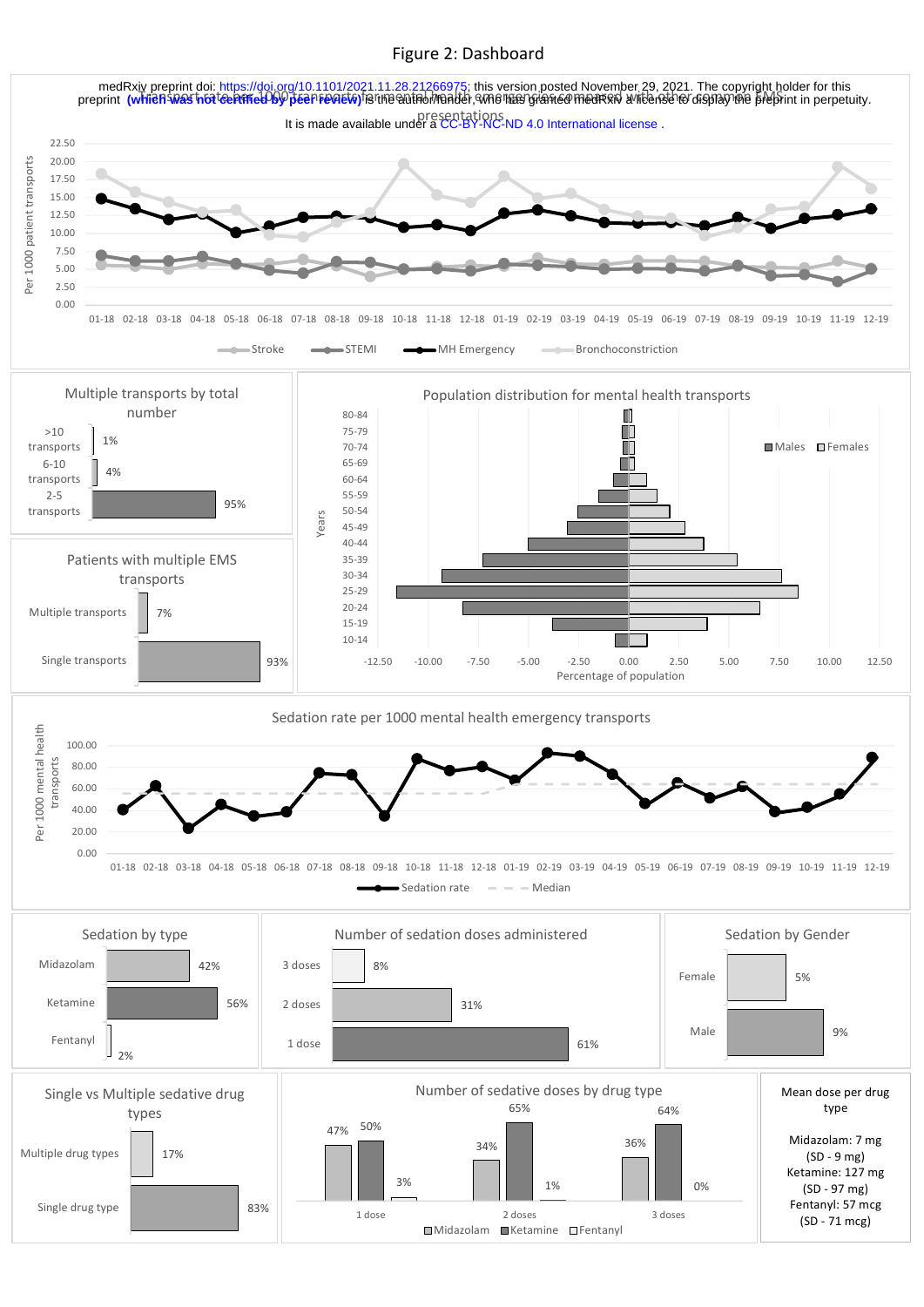# Figure 2: Dashboard

Transport rate per 1000 transports for mental health emergencies compared with other common EMS presentations

Multiple transports by total number

| | |
|---|---|
| >10 transports | 1% |
| 6-10 transports | 4% |
| 2-5 transports | 95% |

Patients with multiple EMS transports

| | |
|---|---|
| Multiple transports | 7% |
| Single transports | 93% |

Population distribution for mental health transports

Sedation rate per 1000 mental health emergency transports

Sedation by type

| | |
|---|---|
| Midazolam | 42% |
| Ketamine | 56% |
| Fentanyl | 2% |

Number of sedation doses administered

| | |
|---|---|
| 3 doses | 8% |
| 2 doses | 31% |
| 1 dose | 61% |

Sedation by Gender

| | |
|---|---|
| Female | 5% |
| Male | 9% |

Single vs Multiple sedative drug types

| | |
|---|---|
| Multiple drug types | 17% |
| Single drug type | 83% |

Number of sedative doses by drug type

| | Midazolam | Ketamine | Fentanyl |
|---|---|---|---|
| 1 dose | 47% | 50% | 3% |
| 2 doses | 34% | 65% | 1% |
| 3 doses | 36% | 64% | 0% |

Mean dose per drug type

Midazolam: 7 mg (SD - 9 mg)
Ketamine: 127 mg (SD - 97 mg)
Fentanyl: 57 mcg (SD - 71 mcg)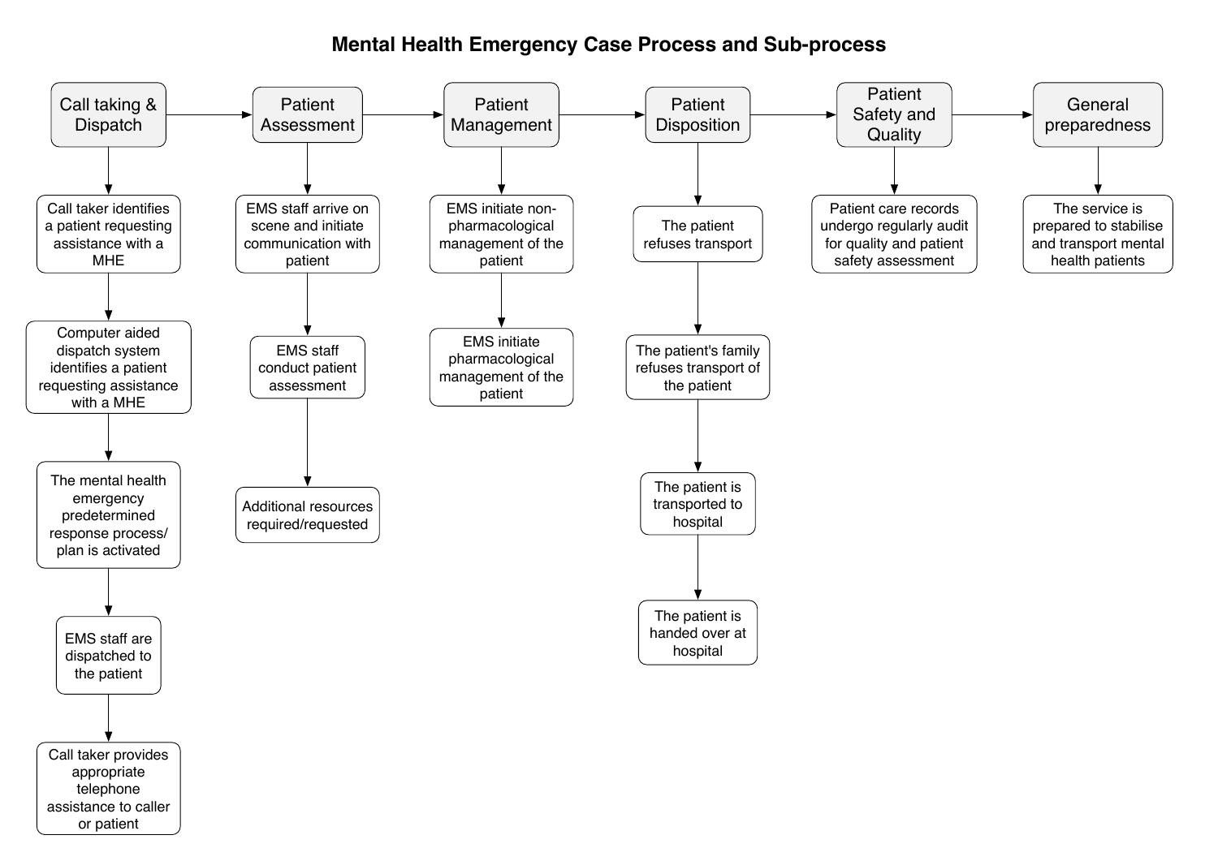# Mental Health Emergency Case Process and Sub-process

Call taking & Dispatch
Call taker identifies a patient requesting assistance with a MHE
Computer aided dispatch system identifies a patient requesting assistance with a MHE
The mental health emergency predetermined response process/ plan is activated
EMS staff are dispatched to the patient
Call taker provides appropriate telephone assistance to caller or patient

Patient Assessment
EMS staff arrive on scene and initiate communication with patient
EMS staff conduct patient assessment
Additional resources required/requested

Patient Management
EMS initiate non-pharmacological management of the patient
EMS initiate pharmacological management of the patient

Patient Disposition
The patient refuses transport
The patient's family refuses transport of the patient
The patient is transported to hospital
The patient is handed over at hospital

Patient Safety and Quality
Patient care records undergo regularly audit for quality and patient safety assessment

General preparedness
The service is prepared to stabilise and transport mental health patients